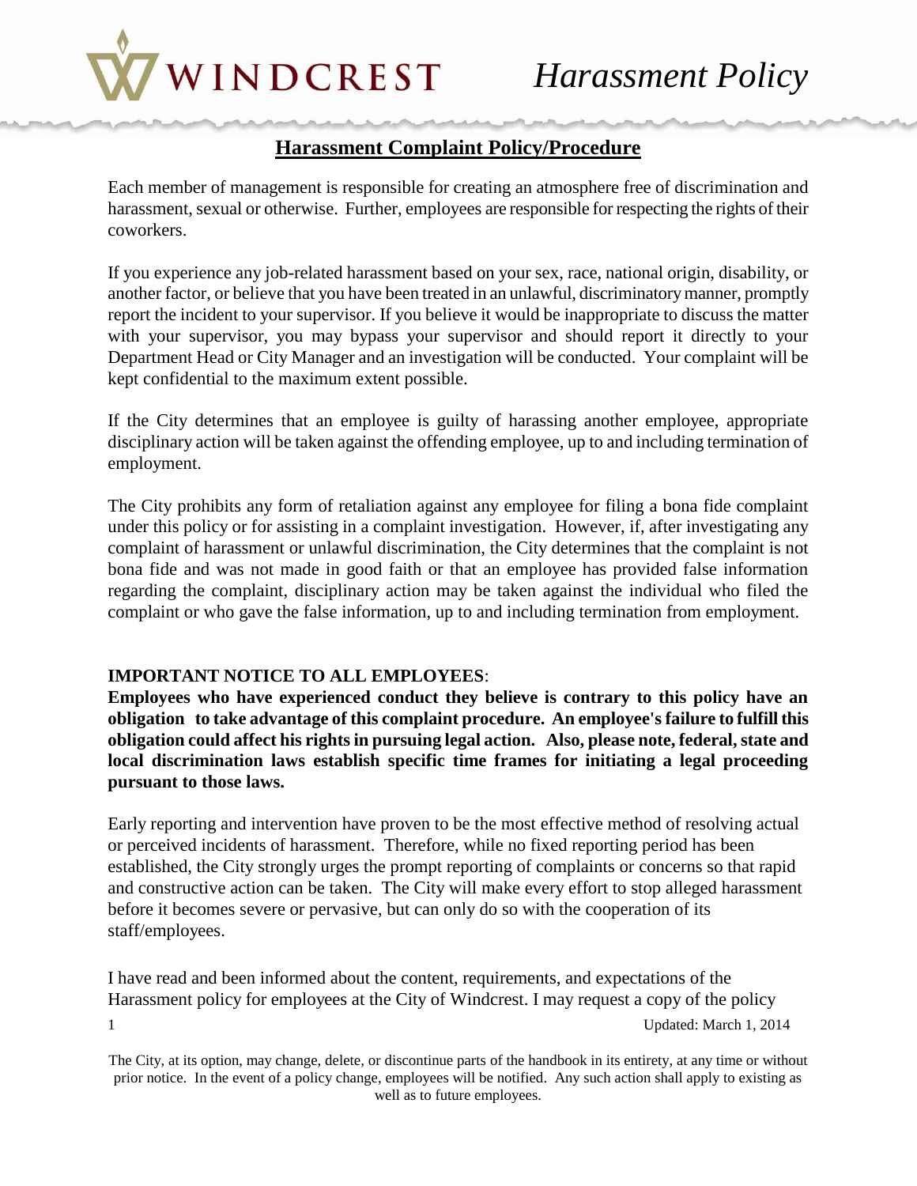## Harassment Complaint Policy/Procedure

Each member of management is responsible for creating an atmosphere free of discrimination and harassment, sexual or otherwise. Further, employees are responsible for respecting the rights of their coworkers.

If you experience any job-related harassment based on your sex, race, national origin, disability, or another factor, or believe that you have been treated in an unlawful, discriminatory manner, promptly report the incident to your supervisor. If you believe it would be inappropriate to discuss the matter with your supervisor, you may bypass your supervisor and should report it directly to your Department Head or City Manager and an investigation will be conducted. Your complaint will be kept confidential to the maximum extent possible.

If the City determines that an employee is guilty of harassing another employee, appropriate disciplinary action will be taken against the offending employee, up to and including termination of employment.

The City prohibits any form of retaliation against any employee for filing a bona fide complaint under this policy or for assisting in a complaint investigation. However, if, after investigating any complaint of harassment or unlawful discrimination, the City determines that the complaint is not bona fide and was not made in good faith or that an employee has provided false information regarding the complaint, disciplinary action may be taken against the individual who filed the complaint or who gave the false information, up to and including termination from employment.

**IMPORTANT NOTICE TO ALL EMPLOYEES**:
**Employees who have experienced conduct they believe is contrary to this policy have an obligation to take advantage of this complaint procedure. An employee's failure to fulfill this obligation could affect his rights in pursuing legal action. Also, please note, federal, state and local discrimination laws establish specific time frames for initiating a legal proceeding pursuant to those laws.**

Early reporting and intervention have proven to be the most effective method of resolving actual or perceived incidents of harassment. Therefore, while no fixed reporting period has been established, the City strongly urges the prompt reporting of complaints or concerns so that rapid and constructive action can be taken. The City will make every effort to stop alleged harassment before it becomes severe or pervasive, but can only do so with the cooperation of its staff/employees.

I have read and been informed about the content, requirements, and expectations of the Harassment policy for employees at the City of Windcrest. I may request a copy of the policy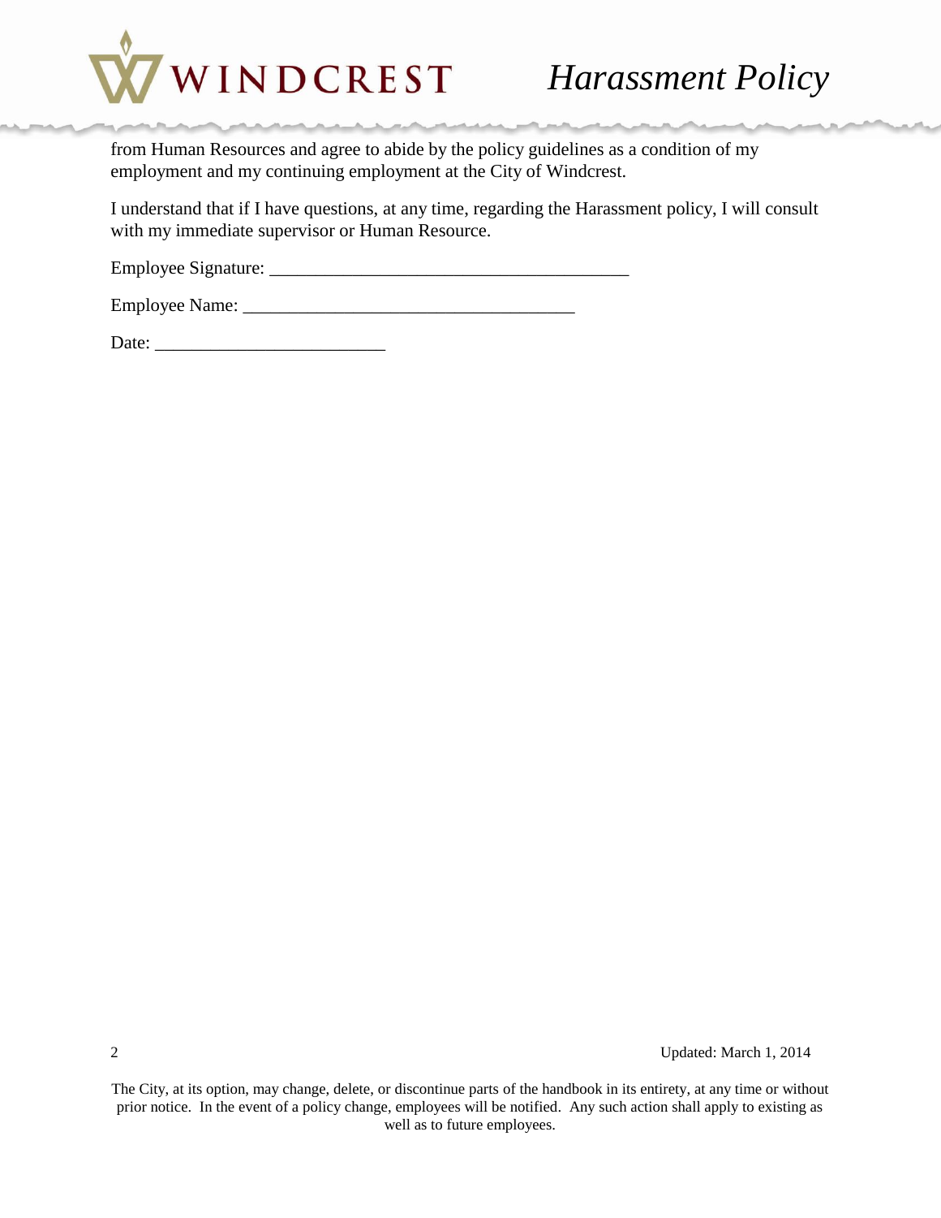from Human Resources and agree to abide by the policy guidelines as a condition of my employment and my continuing employment at the City of Windcrest.

I understand that if I have questions, at any time, regarding the Harassment policy, I will consult with my immediate supervisor or Human Resource.

Employee Signature: ________________________________________

Employee Name: _____________________________________

Date: _________________________

The City, at its option, may change, delete, or discontinue parts of the handbook in its entirety, at any time or without prior notice. In the event of a policy change, employees will be notified. Any such action shall apply to existing as well as to future employees.